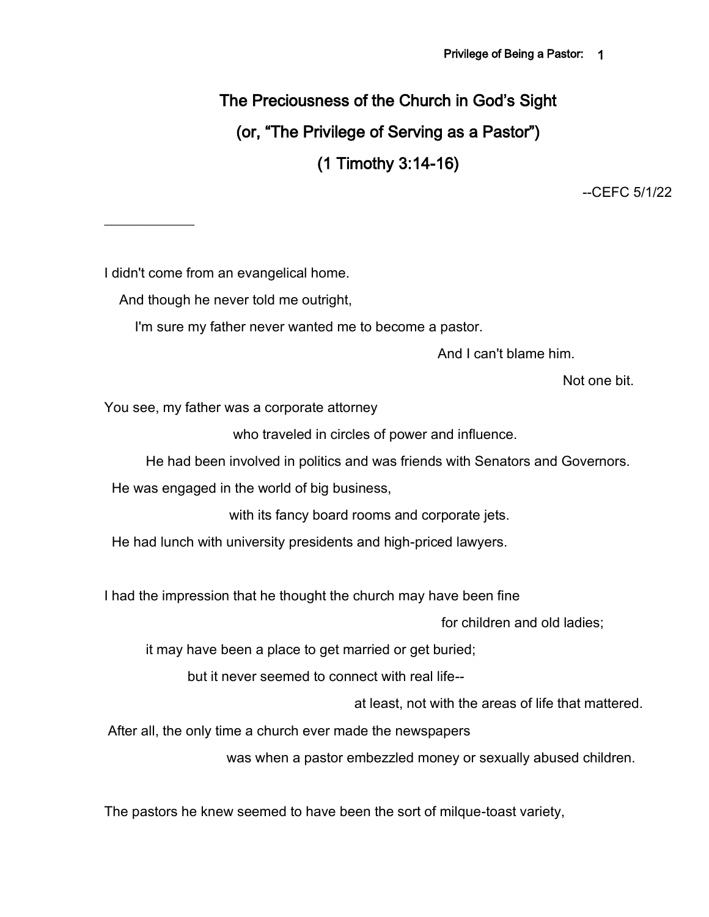# The Preciousness of the Church in God's Sight

## (or, "The Privilege of Serving as a Pastor")

## (1 Timothy 3:14-16)

--CEFC 5/1/22

---

I didn't come from an evangelical home.

And though he never told me outright,

I'm sure my father never wanted me to become a pastor.

And I can't blame him.

Not one bit.

You see, my father was a corporate attorney

who traveled in circles of power and influence.

He had been involved in politics and was friends with Senators and Governors.

He was engaged in the world of big business,

with its fancy board rooms and corporate jets.

He had lunch with university presidents and high-priced lawyers.

I had the impression that he thought the church may have been fine

for children and old ladies;

it may have been a place to get married or get buried;

but it never seemed to connect with real life--

at least, not with the areas of life that mattered.

After all, the only time a church ever made the newspapers

was when a pastor embezzled money or sexually abused children.

The pastors he knew seemed to have been the sort of milque-toast variety,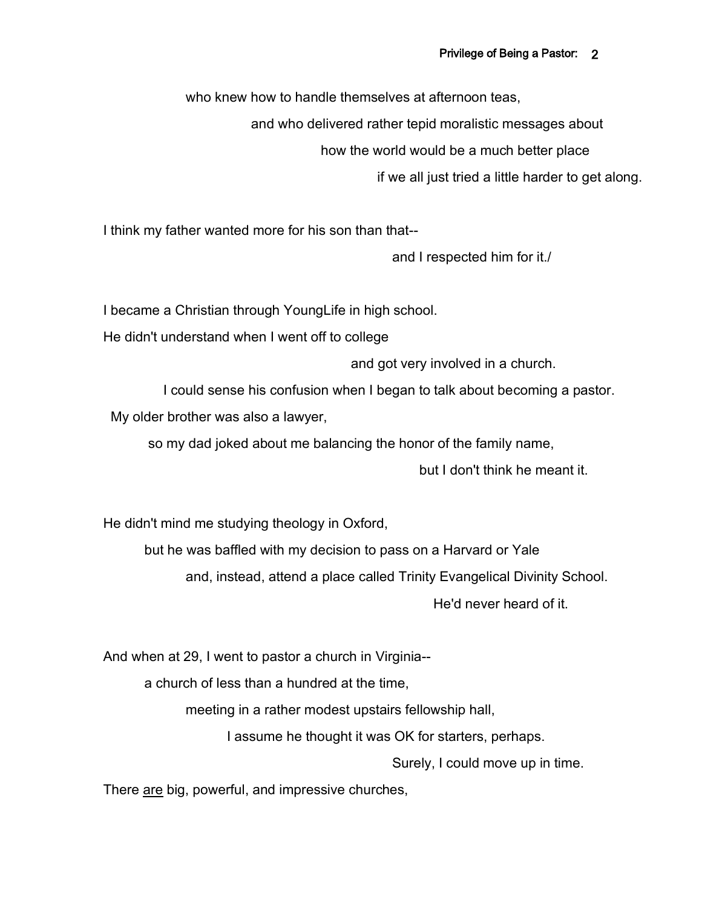who knew how to handle themselves at afternoon teas,

and who delivered rather tepid moralistic messages about

how the world would be a much better place

if we all just tried a little harder to get along.

I think my father wanted more for his son than that--

and I respected him for it./

I became a Christian through YoungLife in high school.

He didn't understand when I went off to college

and got very involved in a church.

I could sense his confusion when I began to talk about becoming a pastor.

My older brother was also a lawyer,

so my dad joked about me balancing the honor of the family name,

but I don't think he meant it.

He didn't mind me studying theology in Oxford,

but he was baffled with my decision to pass on a Harvard or Yale

and, instead, attend a place called Trinity Evangelical Divinity School.

He'd never heard of it.

And when at 29, I went to pastor a church in Virginia--

a church of less than a hundred at the time,

meeting in a rather modest upstairs fellowship hall,

I assume he thought it was OK for starters, perhaps.

Surely, I could move up in time.

There <u>are</u> big, powerful, and impressive churches,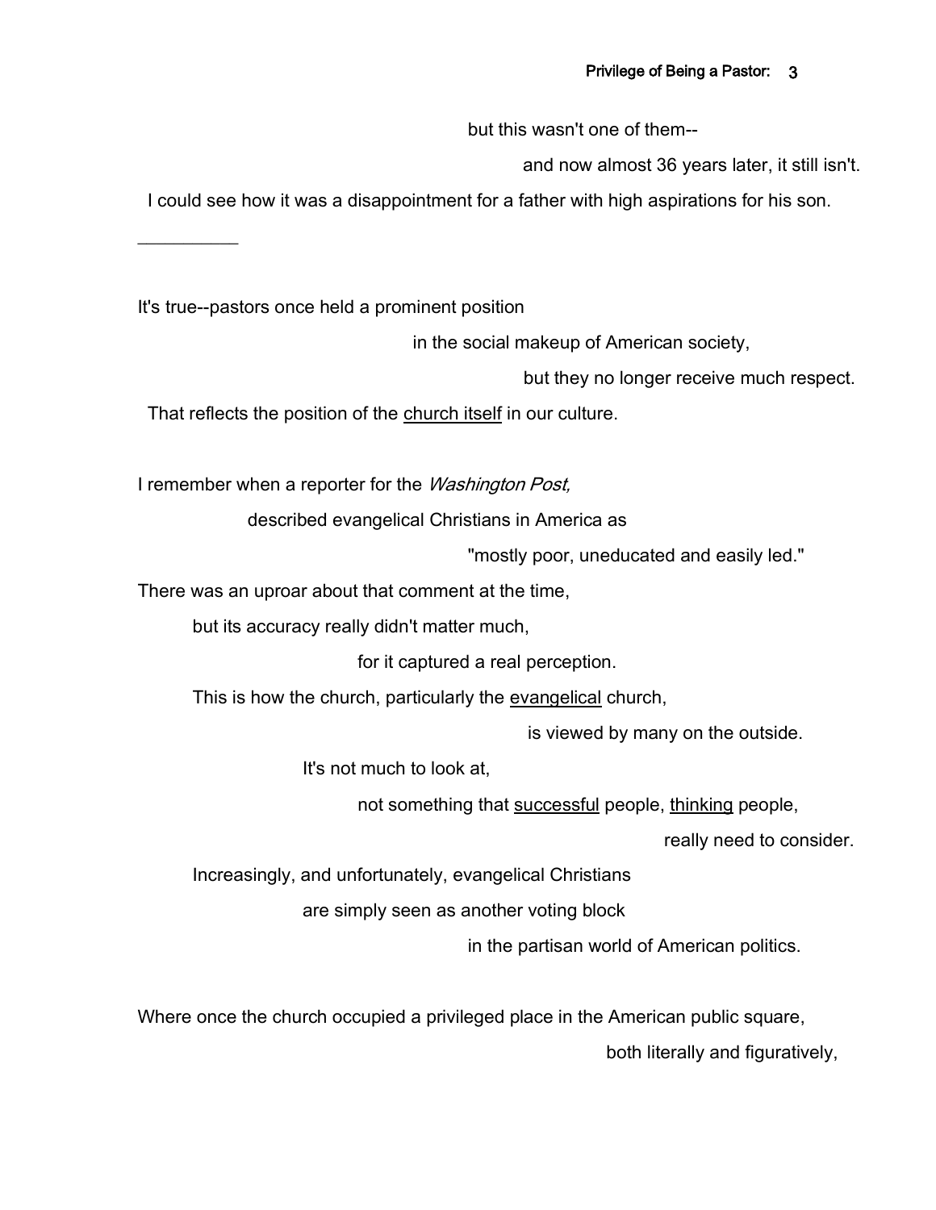but this wasn't one of them--

and now almost 36 years later, it still isn't.

I could see how it was a disappointment for a father with high aspirations for his son.

__________

It's true--pastors once held a prominent position

in the social makeup of American society,

but they no longer receive much respect.

That reflects the position of the <u>church itself</u> in our culture.

I remember when a reporter for the *Washington Post,*

described evangelical Christians in America as

"mostly poor, uneducated and easily led."

There was an uproar about that comment at the time,

but its accuracy really didn't matter much,

for it captured a real perception.

This is how the church, particularly the <u>evangelical</u> church,

is viewed by many on the outside.

It's not much to look at,

not something that <u>successful</u> people, <u>thinking</u> people,

really need to consider.

Increasingly, and unfortunately, evangelical Christians

are simply seen as another voting block

in the partisan world of American politics.

Where once the church occupied a privileged place in the American public square,

both literally and figuratively,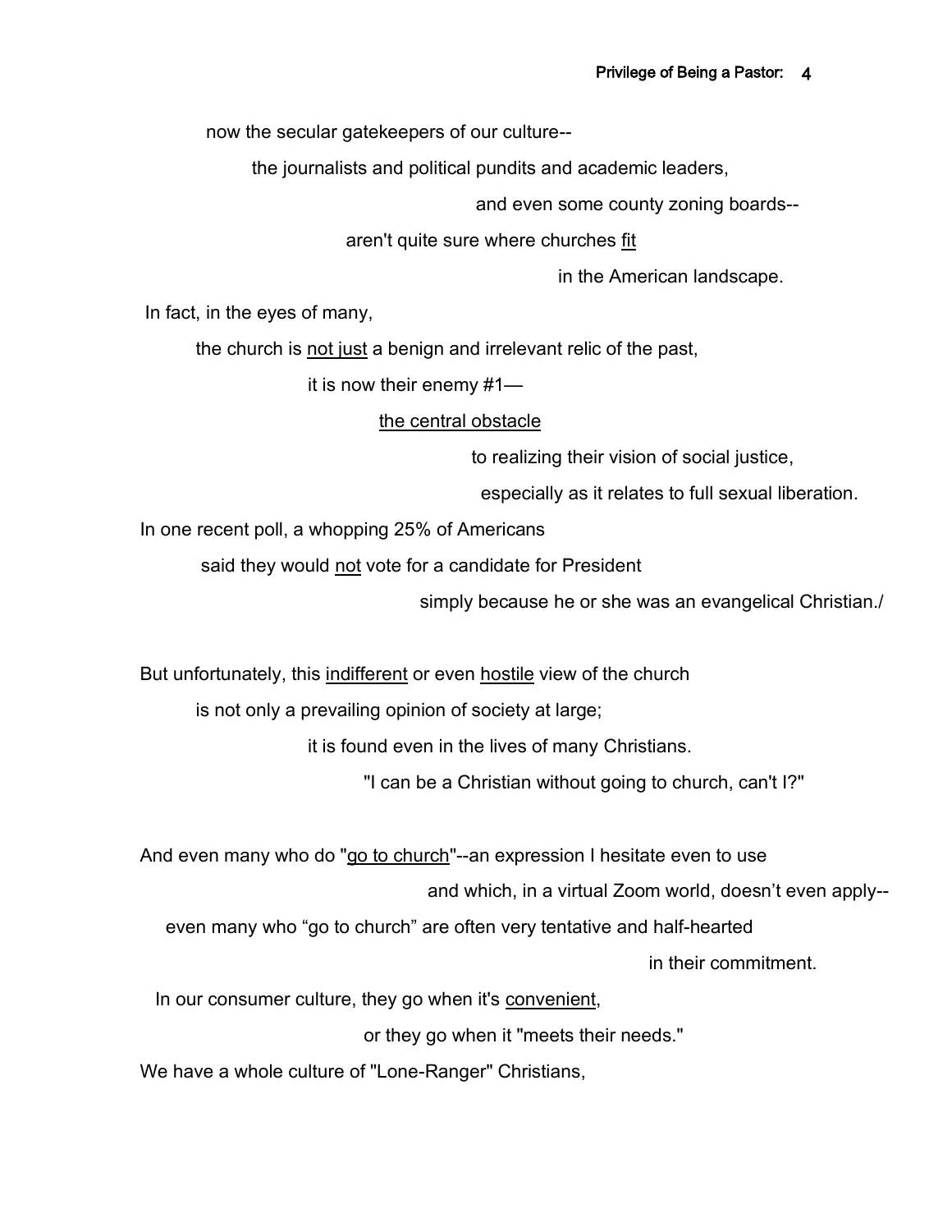now the secular gatekeepers of our culture--

the journalists and political pundits and academic leaders,

and even some county zoning boards--

aren't quite sure where churches <u>fit</u>

in the American landscape.

In fact, in the eyes of many,

the church is <u>not just</u> a benign and irrelevant relic of the past,

it is now their enemy #1—

<u>the central obstacle</u>

to realizing their vision of social justice,

especially as it relates to full sexual liberation.

In one recent poll, a whopping 25% of Americans

said they would <u>not</u> vote for a candidate for President

simply because he or she was an evangelical Christian./

But unfortunately, this <u>indifferent</u> or even <u>hostile</u> view of the church

is not only a prevailing opinion of society at large;

it is found even in the lives of many Christians.

"I can be a Christian without going to church, can't I?"

And even many who do "<u>go to church</u>"--an expression I hesitate even to use

and which, in a virtual Zoom world, doesn't even apply--

even many who "go to church" are often very tentative and half-hearted

in their commitment.

In our consumer culture, they go when it's <u>convenient</u>,

or they go when it "meets their needs."

We have a whole culture of "Lone-Ranger" Christians,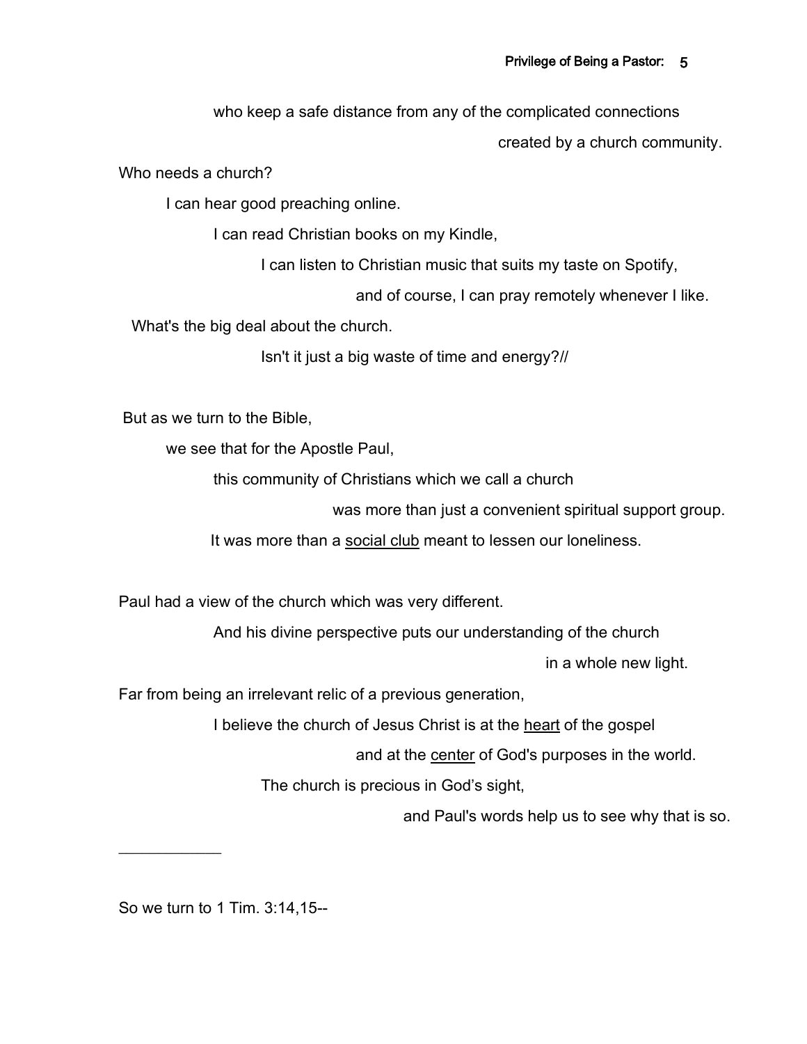who keep a safe distance from any of the complicated connections created by a church community.

Who needs a church?

I can hear good preaching online.

I can read Christian books on my Kindle,

I can listen to Christian music that suits my taste on Spotify,

and of course, I can pray remotely whenever I like.

What's the big deal about the church.

Isn't it just a big waste of time and energy?//

But as we turn to the Bible,

we see that for the Apostle Paul,

this community of Christians which we call a church

was more than just a convenient spiritual support group.

It was more than a <u>social club</u> meant to lessen our loneliness.

Paul had a view of the church which was very different.

And his divine perspective puts our understanding of the church in a whole new light.

Far from being an irrelevant relic of a previous generation,

I believe the church of Jesus Christ is at the <u>heart</u> of the gospel

and at the <u>center</u> of God's purposes in the world.

The church is precious in God's sight,

and Paul's words help us to see why that is so.

---

So we turn to 1 Tim. 3:14,15--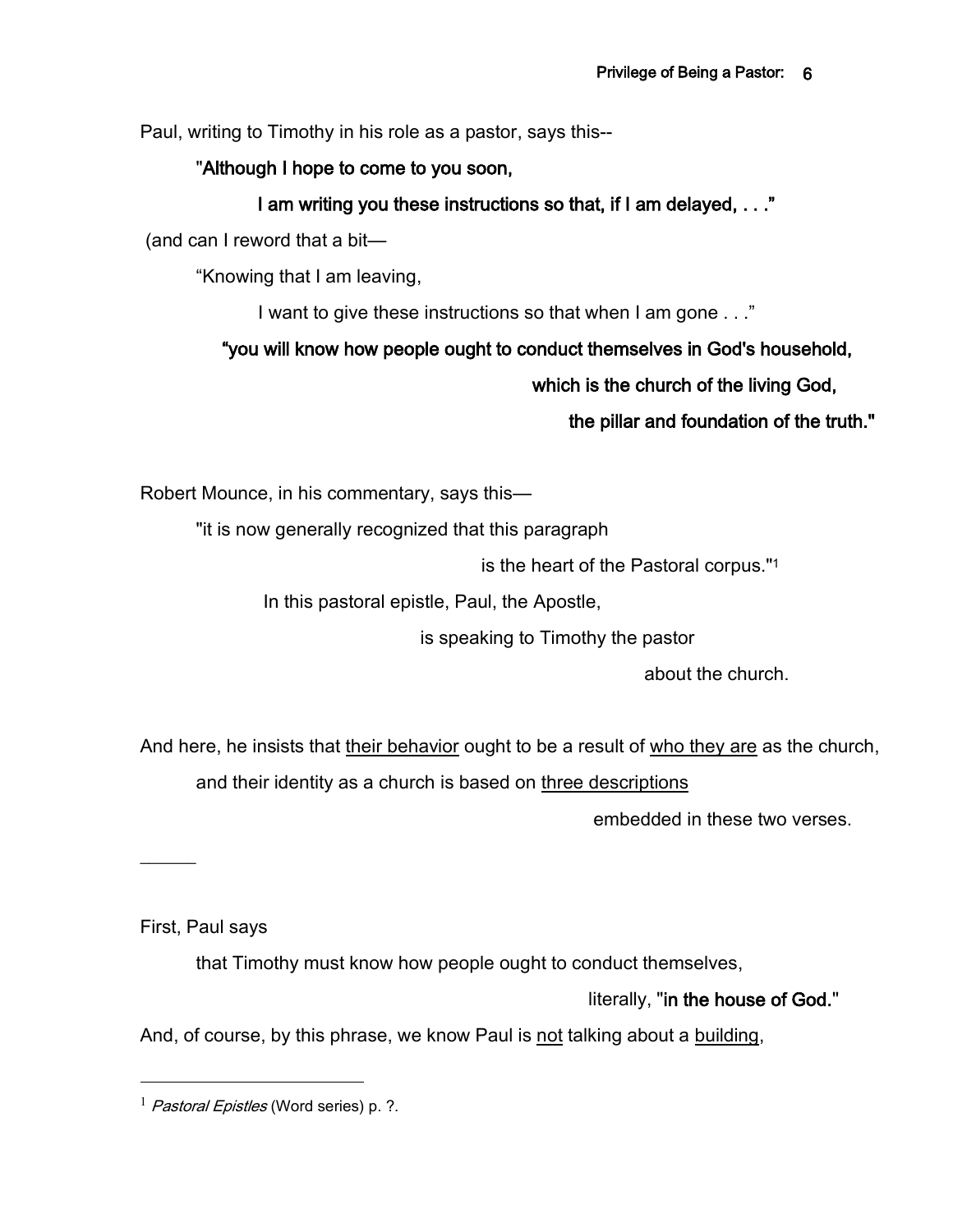Paul, writing to Timothy in his role as a pastor, says this--

**"Although I hope to come to you soon,**

**I am writing you these instructions so that, if I am delayed, . . ."**

(and can I reword that a bit—

"Knowing that I am leaving,

I want to give these instructions so that when I am gone . . ."

**"you will know how people ought to conduct themselves in God's household,**

**which is the church of the living God,**

**the pillar and foundation of the truth."**

Robert Mounce, in his commentary, says this—

"it is now generally recognized that this paragraph

is the heart of the Pastoral corpus."[1]

In this pastoral epistle, Paul, the Apostle,

is speaking to Timothy the pastor

about the church.

And here, he insists that <u>their behavior</u> ought to be a result of <u>who they are</u> as the church,

and their identity as a church is based on <u>three descriptions</u>

embedded in these two verses.

———

First, Paul says

that Timothy must know how people ought to conduct themselves,

literally, "**in the house of God.**"

And, of course, by this phrase, we know Paul is <u>not</u> talking about a <u>building</u>,

---

[1] *Pastoral Epistles* (Word series) p. ?.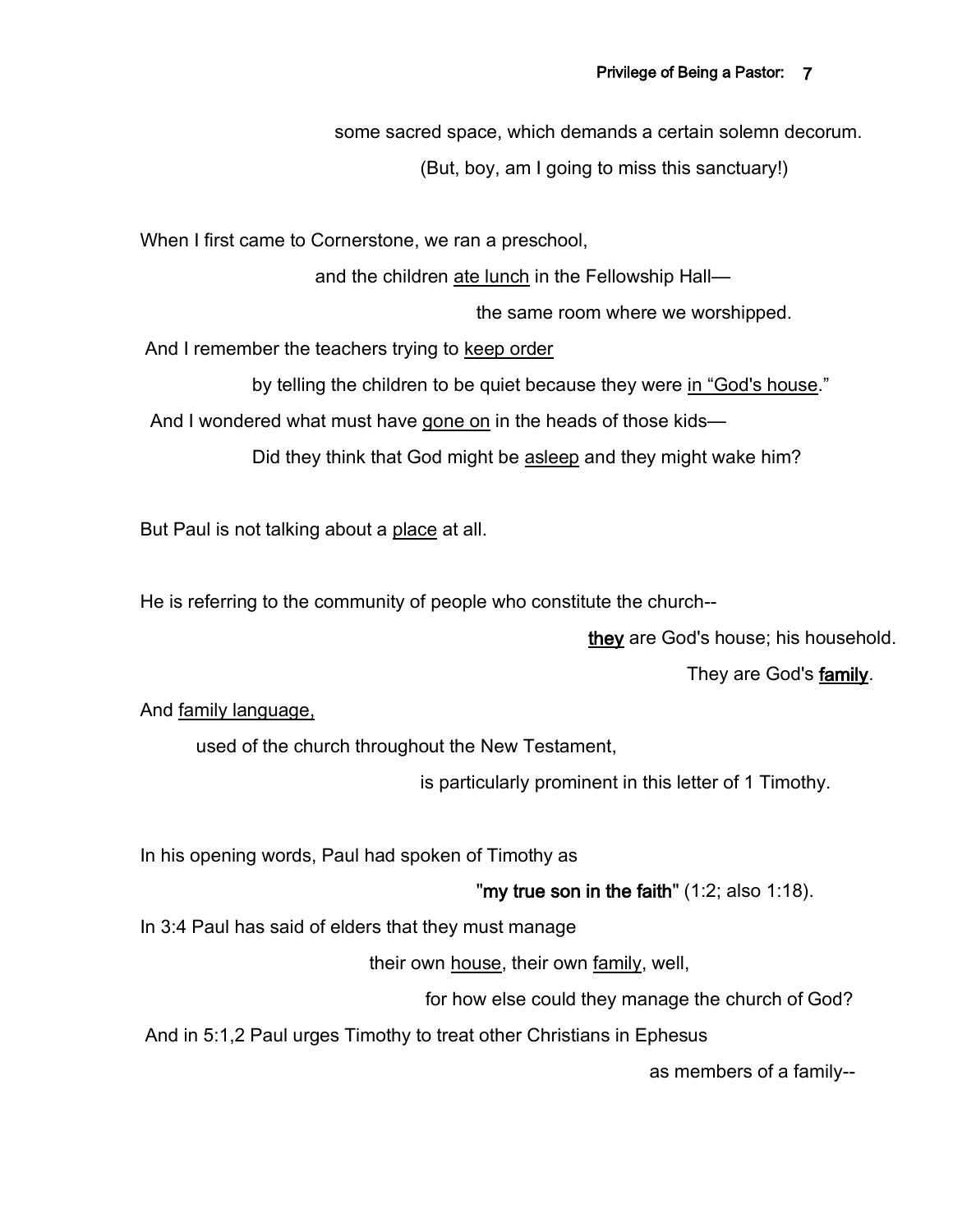some sacred space, which demands a certain solemn decorum.

(But, boy, am I going to miss this sanctuary!)

When I first came to Cornerstone, we ran a preschool,

and the children <u>ate lunch</u> in the Fellowship Hall—

the same room where we worshipped.

And I remember the teachers trying to <u>keep order</u>

by telling the children to be quiet because they were <u>in "God's house</u>."

And I wondered what must have <u>gone on</u> in the heads of those kids—

Did they think that God might be <u>asleep</u> and they might wake him?

But Paul is not talking about a <u>place</u> at all.

He is referring to the community of people who constitute the church--

**<u>they</u>** are God's house; his household.

They are God's **<u>family</u>**.

And <u>family language,</u>

used of the church throughout the New Testament,

is particularly prominent in this letter of 1 Timothy.

In his opening words, Paul had spoken of Timothy as

"**my true son in the faith**" (1:2; also 1:18).

In 3:4 Paul has said of elders that they must manage

their own <u>house</u>, their own <u>family</u>, well,

for how else could they manage the church of God?

And in 5:1,2 Paul urges Timothy to treat other Christians in Ephesus

as members of a family--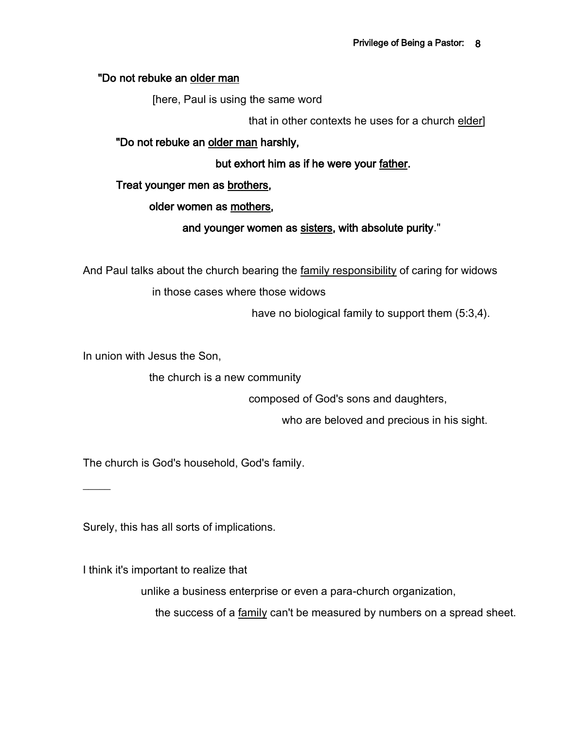**"Do not rebuke an <u>older man</u>**

[here, Paul is using the same word

that in other contexts he uses for a church <u>elder</u>]

**"Do not rebuke an <u>older man</u> harshly,**

**but exhort him as if he were your <u>father</u>.**

**Treat younger men as <u>brothers</u>,**

**older women as <u>mothers</u>,**

**and younger women as <u>sisters</u>, with absolute purity**."

And Paul talks about the church bearing the <u>family responsibility</u> of caring for widows

in those cases where those widows

have no biological family to support them (5:3,4).

In union with Jesus the Son,

the church is a new community

composed of God's sons and daughters,

who are beloved and precious in his sight.

The church is God's household, God's family.

\_\_\_\_\_

Surely, this has all sorts of implications.

I think it's important to realize that

unlike a business enterprise or even a para-church organization,

the success of a <u>family</u> can't be measured by numbers on a spread sheet.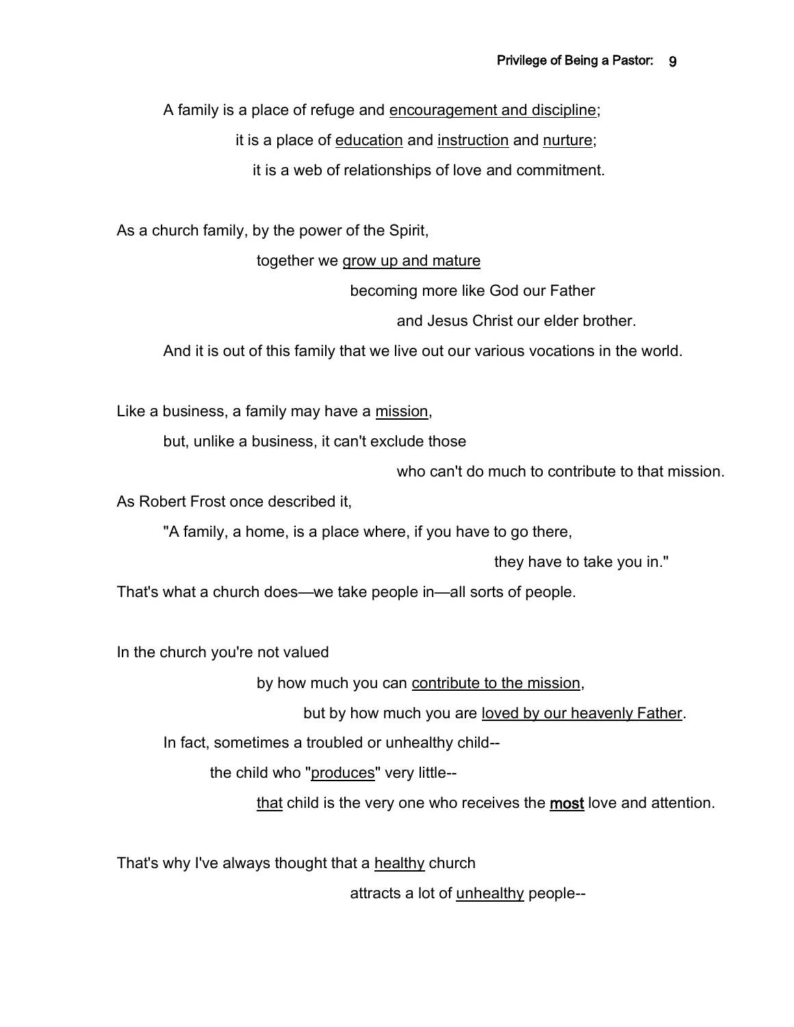A family is a place of refuge and encouragement and discipline;
it is a place of education and instruction and nurture;
it is a web of relationships of love and commitment.

As a church family, by the power of the Spirit,
together we grow up and mature
becoming more like God our Father
and Jesus Christ our elder brother.
And it is out of this family that we live out our various vocations in the world.

Like a business, a family may have a mission,
but, unlike a business, it can't exclude those
who can't do much to contribute to that mission.
As Robert Frost once described it,
"A family, a home, is a place where, if you have to go there,
they have to take you in."
That's what a church does—we take people in—all sorts of people.

In the church you're not valued
by how much you can contribute to the mission,
but by how much you are loved by our heavenly Father.
In fact, sometimes a troubled or unhealthy child--
the child who "produces" very little--
that child is the very one who receives the **most** love and attention.

That's why I've always thought that a healthy church
attracts a lot of unhealthy people--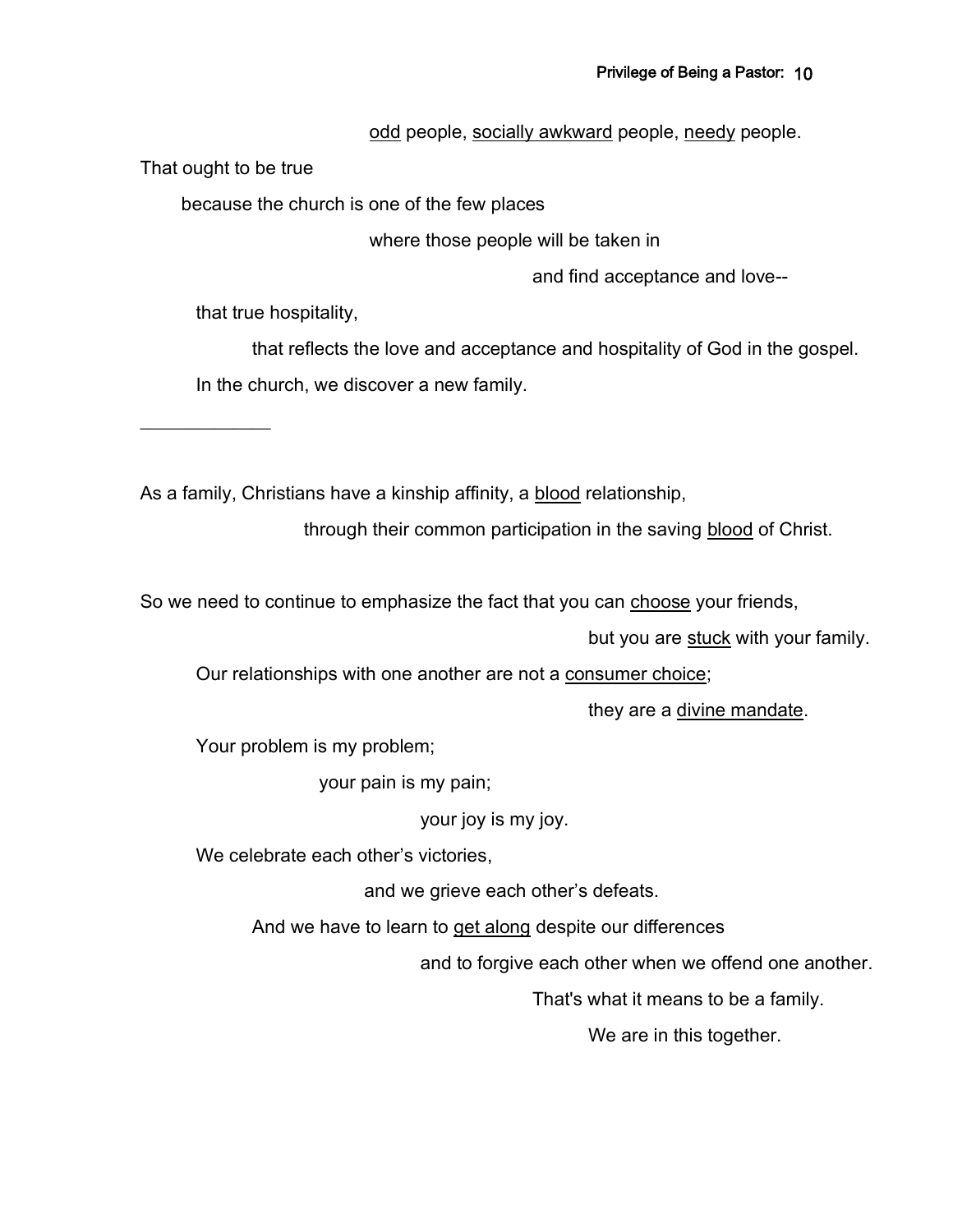<u>odd</u> people, <u>socially awkward</u> people, <u>needy</u> people.

That ought to be true

because the church is one of the few places

where those people will be taken in

and find acceptance and love--

that true hospitality,

that reflects the love and acceptance and hospitality of God in the gospel.

In the church, we discover a new family.

---

As a family, Christians have a kinship affinity, a <u>blood</u> relationship,

through their common participation in the saving <u>blood</u> of Christ.

So we need to continue to emphasize the fact that you can <u>choose</u> your friends,

but you are <u>stuck</u> with your family.

Our relationships with one another are not a <u>consumer choice</u>;

they are a <u>divine mandate</u>.

Your problem is my problem;

your pain is my pain;

your joy is my joy.

We celebrate each other's victories,

and we grieve each other's defeats.

And we have to learn to <u>get along</u> despite our differences

and to forgive each other when we offend one another.

That's what it means to be a family.

We are in this together.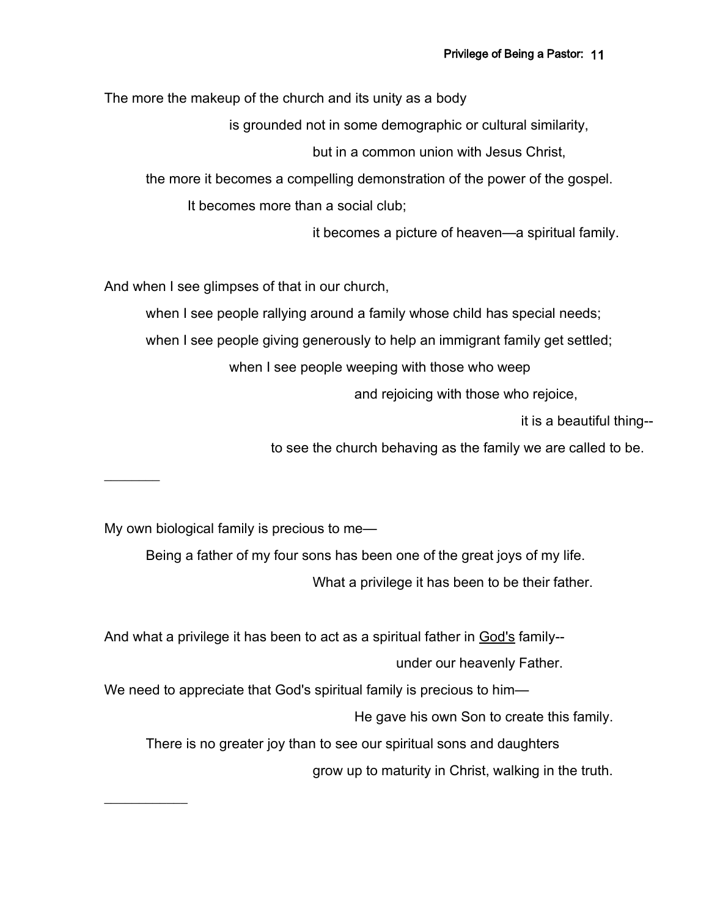The more the makeup of the church and its unity as a body

is grounded not in some demographic or cultural similarity,

but in a common union with Jesus Christ,

the more it becomes a compelling demonstration of the power of the gospel.

It becomes more than a social club;

it becomes a picture of heaven—a spiritual family.

And when I see glimpses of that in our church,

when I see people rallying around a family whose child has special needs;

when I see people giving generously to help an immigrant family get settled;

when I see people weeping with those who weep

and rejoicing with those who rejoice,

it is a beautiful thing--

to see the church behaving as the family we are called to be.

_______

My own biological family is precious to me—

Being a father of my four sons has been one of the great joys of my life.

What a privilege it has been to be their father.

And what a privilege it has been to act as a spiritual father in <u>God's</u> family--

under our heavenly Father.

We need to appreciate that God's spiritual family is precious to him—

He gave his own Son to create this family.

There is no greater joy than to see our spiritual sons and daughters

grow up to maturity in Christ, walking in the truth.

__________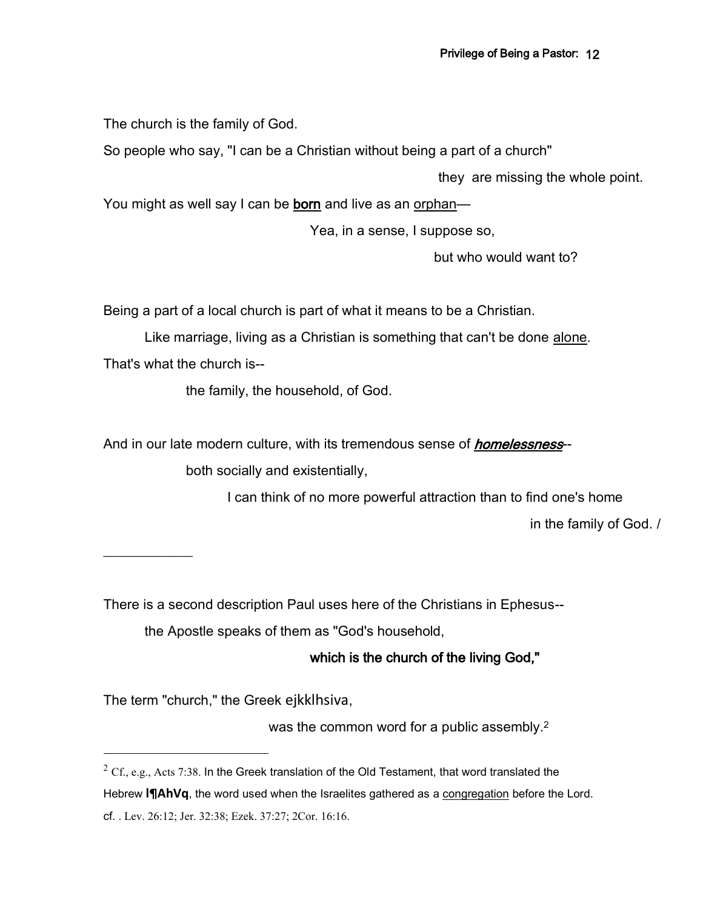The church is the family of God.

So people who say, "I can be a Christian without being a part of a church"

they are missing the whole point.

You might as well say I can be **born** and live as an orphan—

Yea, in a sense, I suppose so,

but who would want to?

Being a part of a local church is part of what it means to be a Christian.

Like marriage, living as a Christian is something that can't be done alone.

That's what the church is--

the family, the household, of God.

And in our late modern culture, with its tremendous sense of ***homelessness***--

both socially and existentially,

I can think of no more powerful attraction than to find one's home

in the family of God. /

---

There is a second description Paul uses here of the Christians in Ephesus--

the Apostle speaks of them as "God's household,

**which is the church of the living God,"**

The term "church," the Greek ejkklhsiva,

was the common word for a public assembly.[2]

---

[2] Cf., e.g., Acts 7:38. In the Greek translation of the Old Testament, that word translated the Hebrew **l¶AhVq**, the word used when the Israelites gathered as a congregation before the Lord. cf. . Lev. 26:12; Jer. 32:38; Ezek. 37:27; 2Cor. 16:16.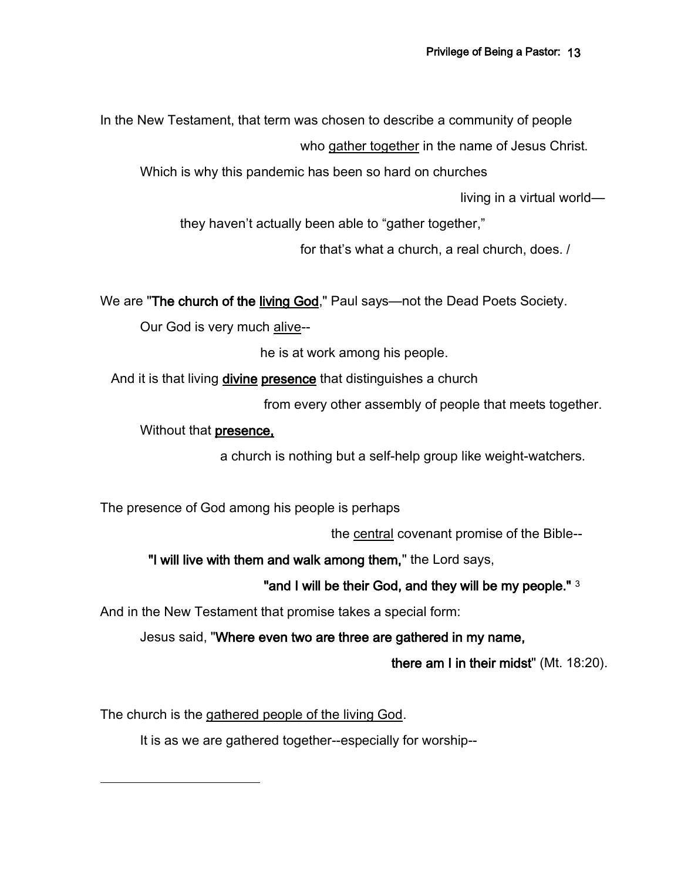In the New Testament, that term was chosen to describe a community of people who gather together in the name of Jesus Christ.

Which is why this pandemic has been so hard on churches living in a virtual world—

they haven't actually been able to "gather together," for that's what a church, a real church, does. /

We are "**The church of the living God**," Paul says—not the Dead Poets Society.

Our God is very much alive--

he is at work among his people.

And it is that living **divine presence** that distinguishes a church from every other assembly of people that meets together.

Without that **presence,**

a church is nothing but a self-help group like weight-watchers.

The presence of God among his people is perhaps the central covenant promise of the Bible--

**"I will live with them and walk among them,"** the Lord says,

**"and I will be their God, and they will be my people."** [3]

And in the New Testament that promise takes a special form:

Jesus said, "**Where even two are three are gathered in my name,**

**there am I in their midst**" (Mt. 18:20).

The church is the gathered people of the living God.

It is as we are gathered together--especially for worship--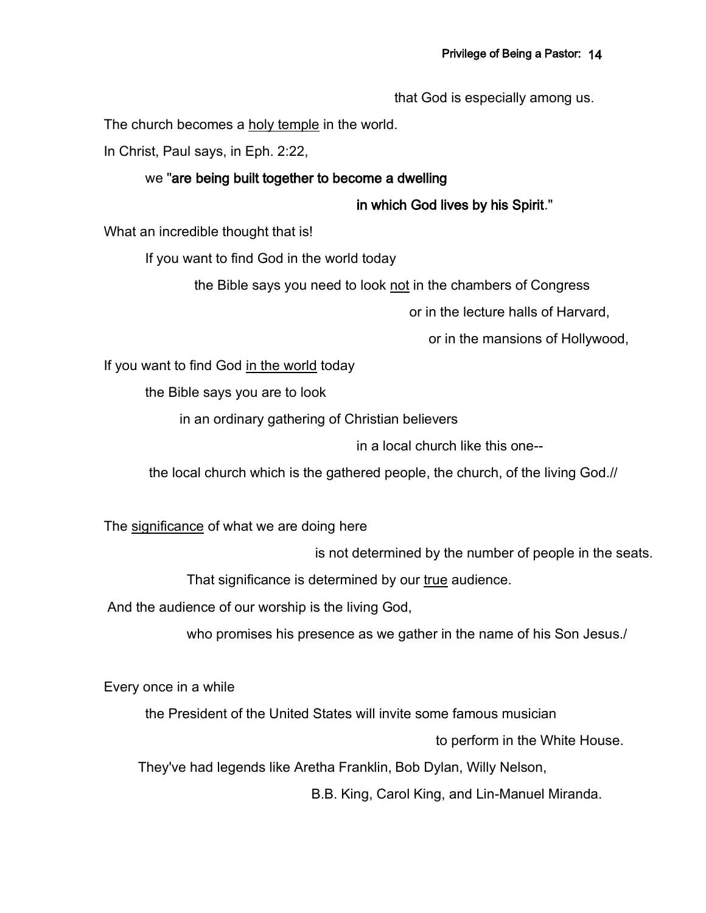that God is especially among us.

The church becomes a <u>holy temple</u> in the world.

In Christ, Paul says, in Eph. 2:22,

we "**are being built together to become a dwelling**

**in which God lives by his Spirit**."

What an incredible thought that is!

If you want to find God in the world today

the Bible says you need to look <u>not</u> in the chambers of Congress

or in the lecture halls of Harvard,

or in the mansions of Hollywood,

If you want to find God <u>in the world</u> today

the Bible says you are to look

in an ordinary gathering of Christian believers

in a local church like this one--

the local church which is the gathered people, the church, of the living God.//

The <u>significance</u> of what we are doing here

is not determined by the number of people in the seats.

That significance is determined by our <u>true</u> audience.

And the audience of our worship is the living God,

who promises his presence as we gather in the name of his Son Jesus./

Every once in a while

the President of the United States will invite some famous musician

to perform in the White House.

They've had legends like Aretha Franklin, Bob Dylan, Willy Nelson,

B.B. King, Carol King, and Lin-Manuel Miranda.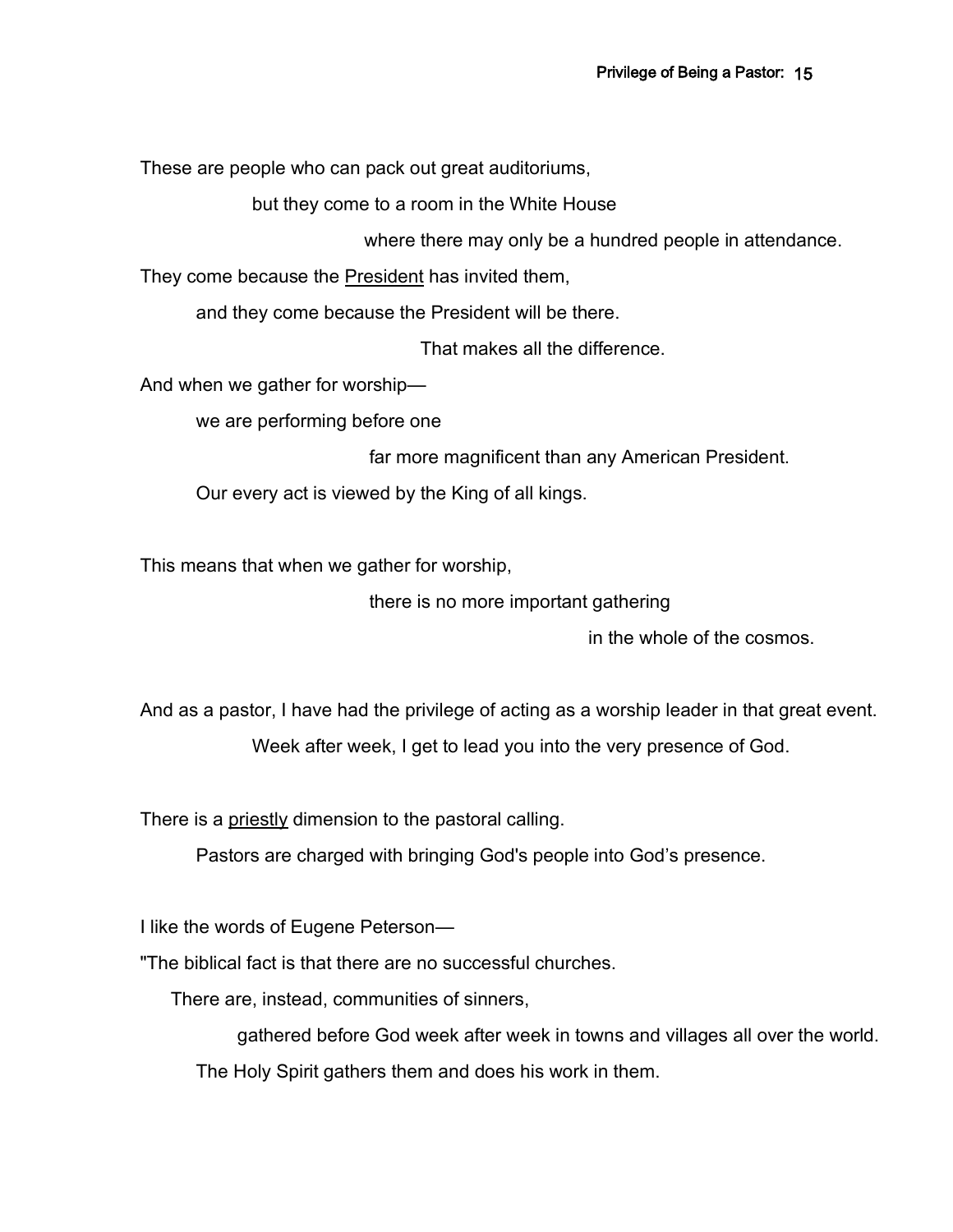These are people who can pack out great auditoriums,

but they come to a room in the White House

where there may only be a hundred people in attendance.

They come because the <u>President</u> has invited them,

and they come because the President will be there.

That makes all the difference.

And when we gather for worship—

we are performing before one

far more magnificent than any American President.

Our every act is viewed by the King of all kings.

This means that when we gather for worship,

there is no more important gathering

in the whole of the cosmos.

And as a pastor, I have had the privilege of acting as a worship leader in that great event.

Week after week, I get to lead you into the very presence of God.

There is a <u>priestly</u> dimension to the pastoral calling.

Pastors are charged with bringing God's people into God's presence.

I like the words of Eugene Peterson—

"The biblical fact is that there are no successful churches.

There are, instead, communities of sinners,

gathered before God week after week in towns and villages all over the world.

The Holy Spirit gathers them and does his work in them.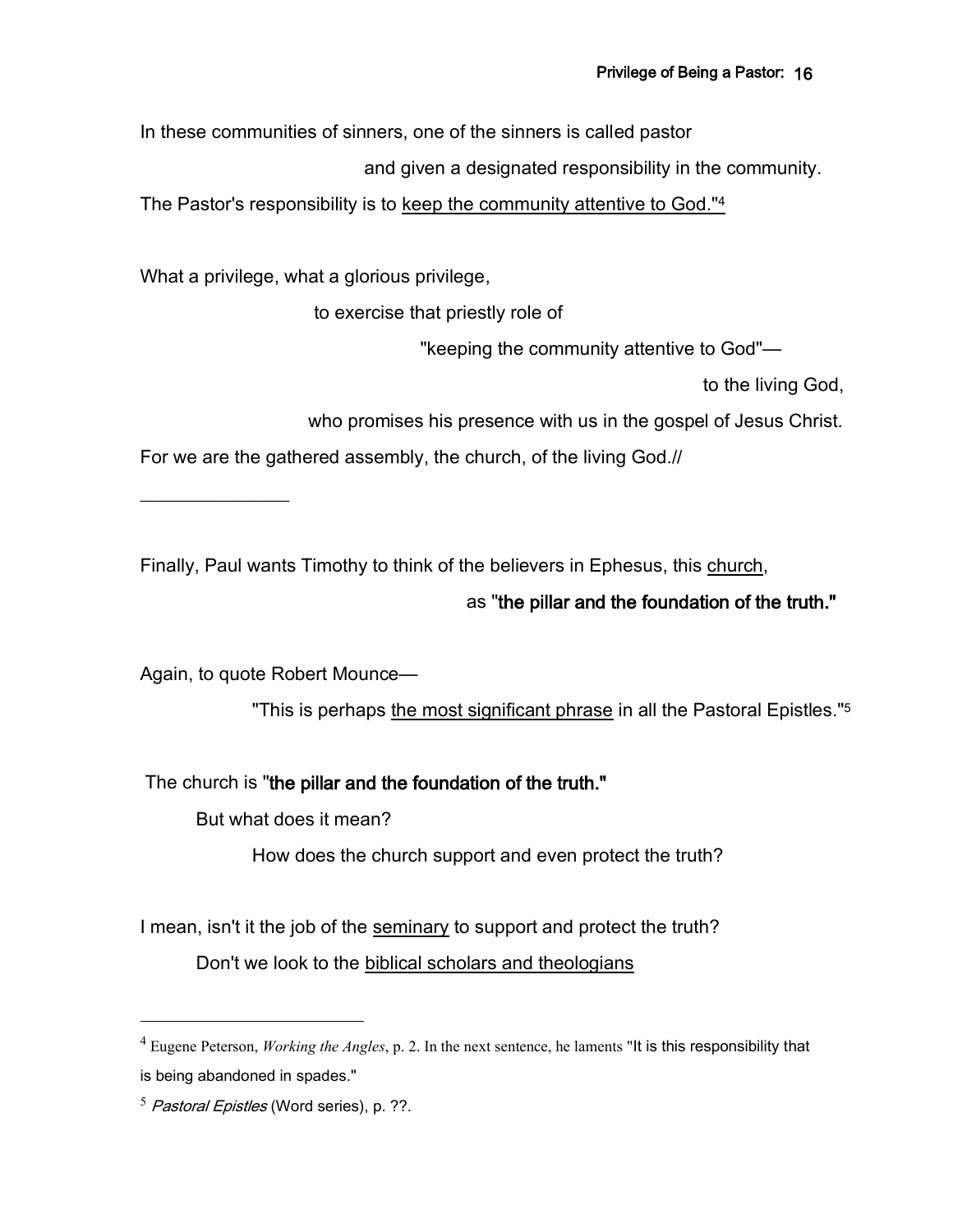In these communities of sinners, one of the sinners is called pastor

and given a designated responsibility in the community.

The Pastor's responsibility is to keep the community attentive to God."[4]

What a privilege, what a glorious privilege,

to exercise that priestly role of

"keeping the community attentive to God"—

to the living God,

who promises his presence with us in the gospel of Jesus Christ.

For we are the gathered assembly, the church, of the living God.//

---

Finally, Paul wants Timothy to think of the believers in Ephesus, this church,

as "**the pillar and the foundation of the truth."**

Again, to quote Robert Mounce—

"This is perhaps the most significant phrase in all the Pastoral Epistles."[5]

The church is "**the pillar and the foundation of the truth."**

But what does it mean?

How does the church support and even protect the truth?

I mean, isn't it the job of the seminary to support and protect the truth?

Don't we look to the biblical scholars and theologians

---

[4] Eugene Peterson, *Working the Angles*, p. 2. In the next sentence, he laments "It is this responsibility that is being abandoned in spades."

[5] *Pastoral Epistles* (Word series), p. ??.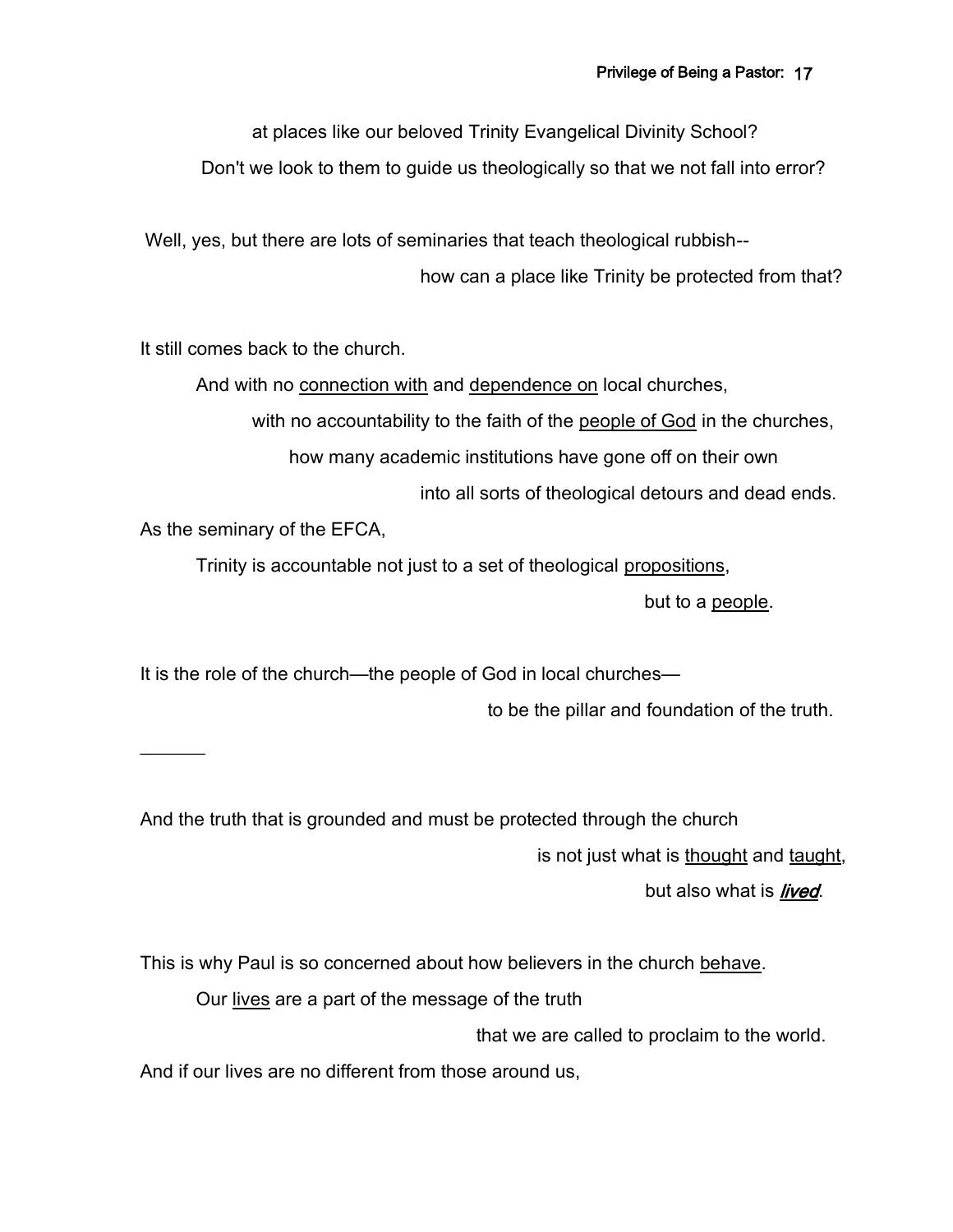at places like our beloved Trinity Evangelical Divinity School?

Don't we look to them to guide us theologically so that we not fall into error?

Well, yes, but there are lots of seminaries that teach theological rubbish--

how can a place like Trinity be protected from that?

It still comes back to the church.

And with no <u>connection with</u> and <u>dependence on</u> local churches,

with no accountability to the faith of the <u>people of God</u> in the churches,

how many academic institutions have gone off on their own

into all sorts of theological detours and dead ends.

As the seminary of the EFCA,

Trinity is accountable not just to a set of theological <u>propositions</u>,

but to a <u>people</u>.

It is the role of the church—the people of God in local churches—

to be the pillar and foundation of the truth.

---

And the truth that is grounded and must be protected through the church

is not just what is <u>thought</u> and <u>taught</u>,

but also what is ***<u>lived</u>***.

This is why Paul is so concerned about how believers in the church <u>behave</u>.

Our <u>lives</u> are a part of the message of the truth

that we are called to proclaim to the world.

And if our lives are no different from those around us,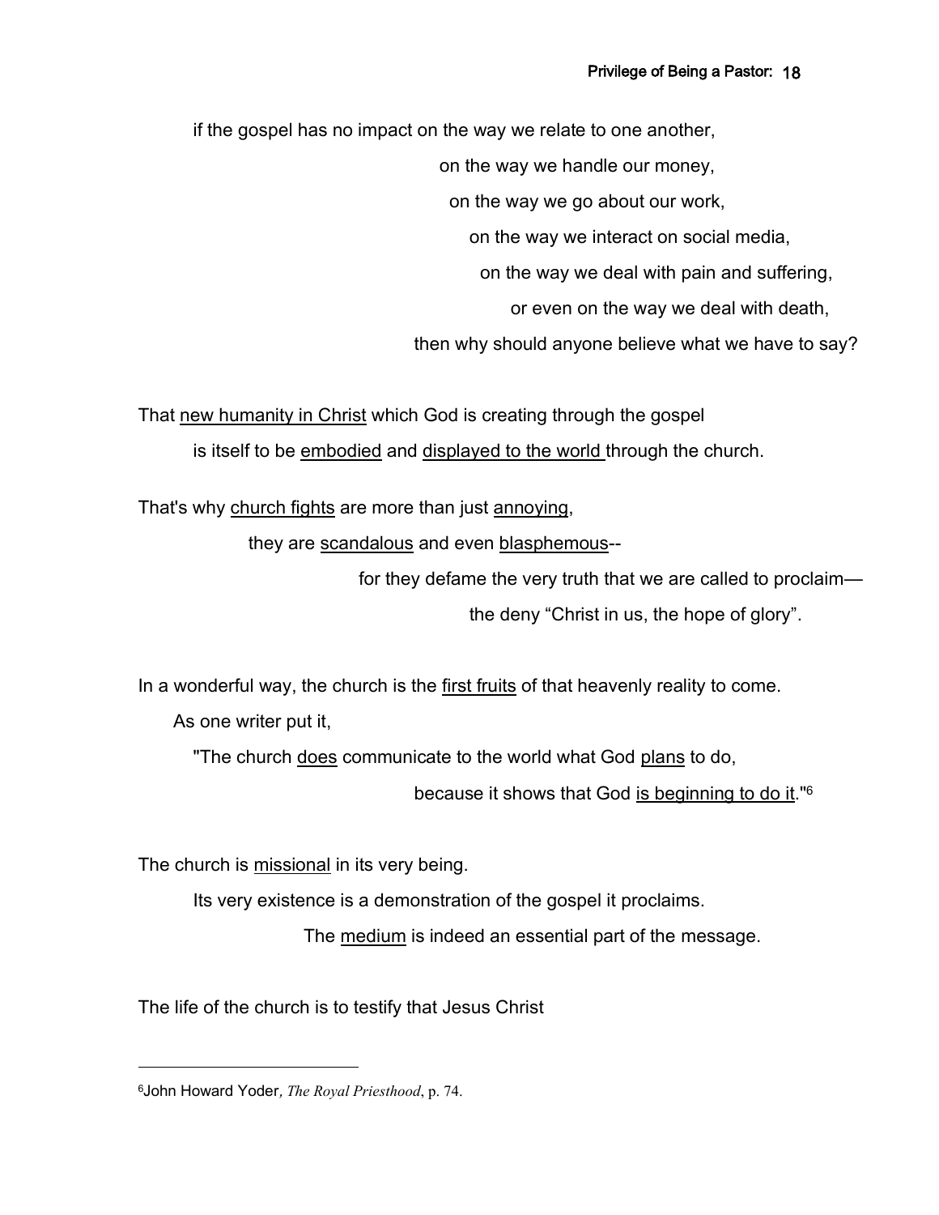if the gospel has no impact on the way we relate to one another,

on the way we handle our money,

on the way we go about our work,

on the way we interact on social media,

on the way we deal with pain and suffering,

or even on the way we deal with death,

then why should anyone believe what we have to say?

That new humanity in Christ which God is creating through the gospel

is itself to be embodied and displayed to the world through the church.

That's why church fights are more than just annoying,

they are scandalous and even blasphemous--

for they defame the very truth that we are called to proclaim—

the deny "Christ in us, the hope of glory".

In a wonderful way, the church is the first fruits of that heavenly reality to come.

As one writer put it,

"The church does communicate to the world what God plans to do,

because it shows that God is beginning to do it."[6]

The church is missional in its very being.

Its very existence is a demonstration of the gospel it proclaims.

The medium is indeed an essential part of the message.

The life of the church is to testify that Jesus Christ

---

[6] John Howard Yoder, *The Royal Priesthood*, p. 74.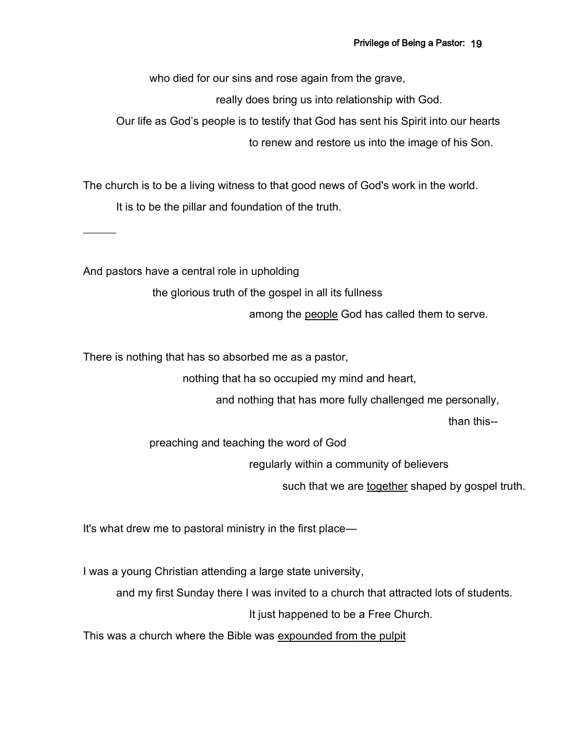who died for our sins and rose again from the grave,

really does bring us into relationship with God.

Our life as God's people is to testify that God has sent his Spirit into our hearts

to renew and restore us into the image of his Son.

The church is to be a living witness to that good news of God's work in the world.

It is to be the pillar and foundation of the truth.

______

And pastors have a central role in upholding

the glorious truth of the gospel in all its fullness

among the <u>people</u> God has called them to serve.

There is nothing that has so absorbed me as a pastor,

nothing that ha so occupied my mind and heart,

and nothing that has more fully challenged me personally,

than this--

preaching and teaching the word of God

regularly within a community of believers

such that we are <u>together</u> shaped by gospel truth.

It's what drew me to pastoral ministry in the first place—

I was a young Christian attending a large state university,

and my first Sunday there I was invited to a church that attracted lots of students.

It just happened to be a Free Church.

This was a church where the Bible was <u>expounded from the pulpit</u>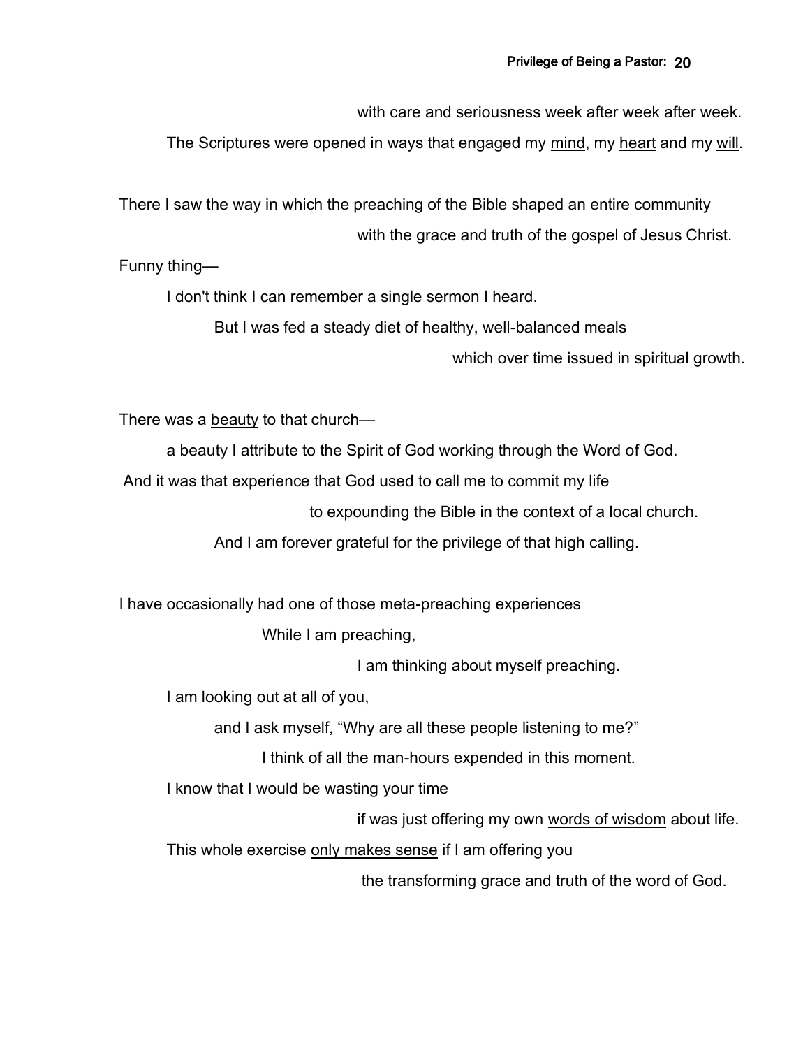with care and seriousness week after week after week.

The Scriptures were opened in ways that engaged my <u>mind</u>, my <u>heart</u> and my <u>will</u>.

There I saw the way in which the preaching of the Bible shaped an entire community

with the grace and truth of the gospel of Jesus Christ.

Funny thing—

I don't think I can remember a single sermon I heard.

But I was fed a steady diet of healthy, well-balanced meals

which over time issued in spiritual growth.

There was a <u>beauty</u> to that church—

a beauty I attribute to the Spirit of God working through the Word of God.

And it was that experience that God used to call me to commit my life

to expounding the Bible in the context of a local church.

And I am forever grateful for the privilege of that high calling.

I have occasionally had one of those meta-preaching experiences

While I am preaching,

I am thinking about myself preaching.

I am looking out at all of you,

and I ask myself, “Why are all these people listening to me?”

I think of all the man-hours expended in this moment.

I know that I would be wasting your time

if was just offering my own <u>words of wisdom</u> about life.

This whole exercise <u>only makes sense</u> if I am offering you

the transforming grace and truth of the word of God.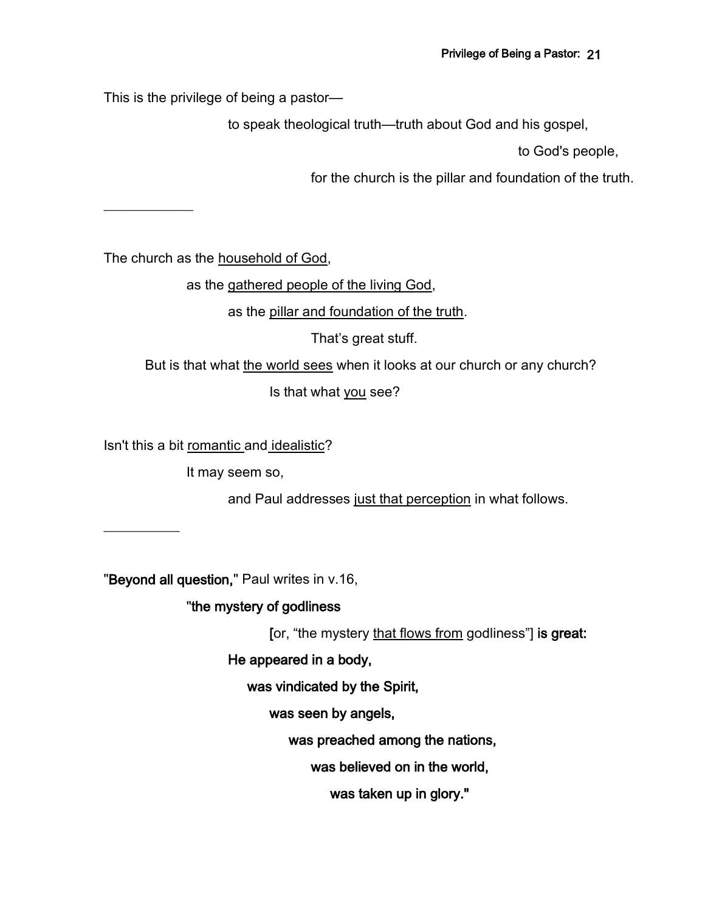This is the privilege of being a pastor—

to speak theological truth—truth about God and his gospel,

to God's people,

for the church is the pillar and foundation of the truth.

___________

The church as the <u>household of God</u>,

as the <u>gathered people of the living God</u>,

as the <u>pillar and foundation of the truth</u>.

That's great stuff.

But is that what <u>the world sees</u> when it looks at our church or any church?

Is that what <u>you</u> see?

Isn't this a bit <u>romantic</u> and <u>idealistic</u>?

It may seem so,

and Paul addresses <u>just that perception</u> in what follows.

_________

"**Beyond all question,**" Paul writes in v.16,

"**the mystery of godliness**

**[**or, "the mystery <u>that flows from</u> godliness"] **is great:**

**He appeared in a body,**

**was vindicated by the Spirit,**

**was seen by angels,**

**was preached among the nations,**

**was believed on in the world,**

**was taken up in glory."**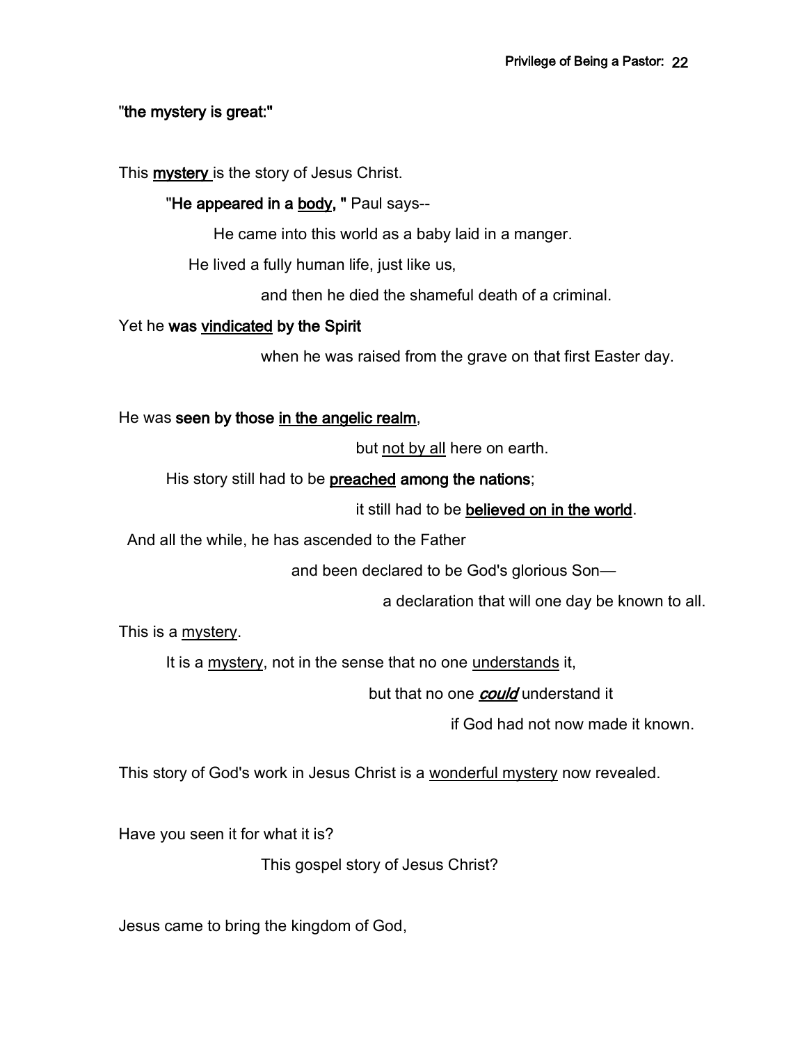**"the mystery is great:"**

This **mystery** is the story of Jesus Christ.

**"He appeared in a body, "** Paul says--

He came into this world as a baby laid in a manger.

He lived a fully human life, just like us,

and then he died the shameful death of a criminal.

Yet he **was vindicated by the Spirit**

when he was raised from the grave on that first Easter day.

He was **seen by those in the angelic realm**,

but not by all here on earth.

His story still had to be **preached among the nations**;

it still had to be **believed on in the world**.

And all the while, he has ascended to the Father

and been declared to be God's glorious Son—

a declaration that will one day be known to all.

This is a mystery.

It is a mystery, not in the sense that no one understands it,

but that no one ***could*** understand it

if God had not now made it known.

This story of God's work in Jesus Christ is a wonderful mystery now revealed.

Have you seen it for what it is?

This gospel story of Jesus Christ?

Jesus came to bring the kingdom of God,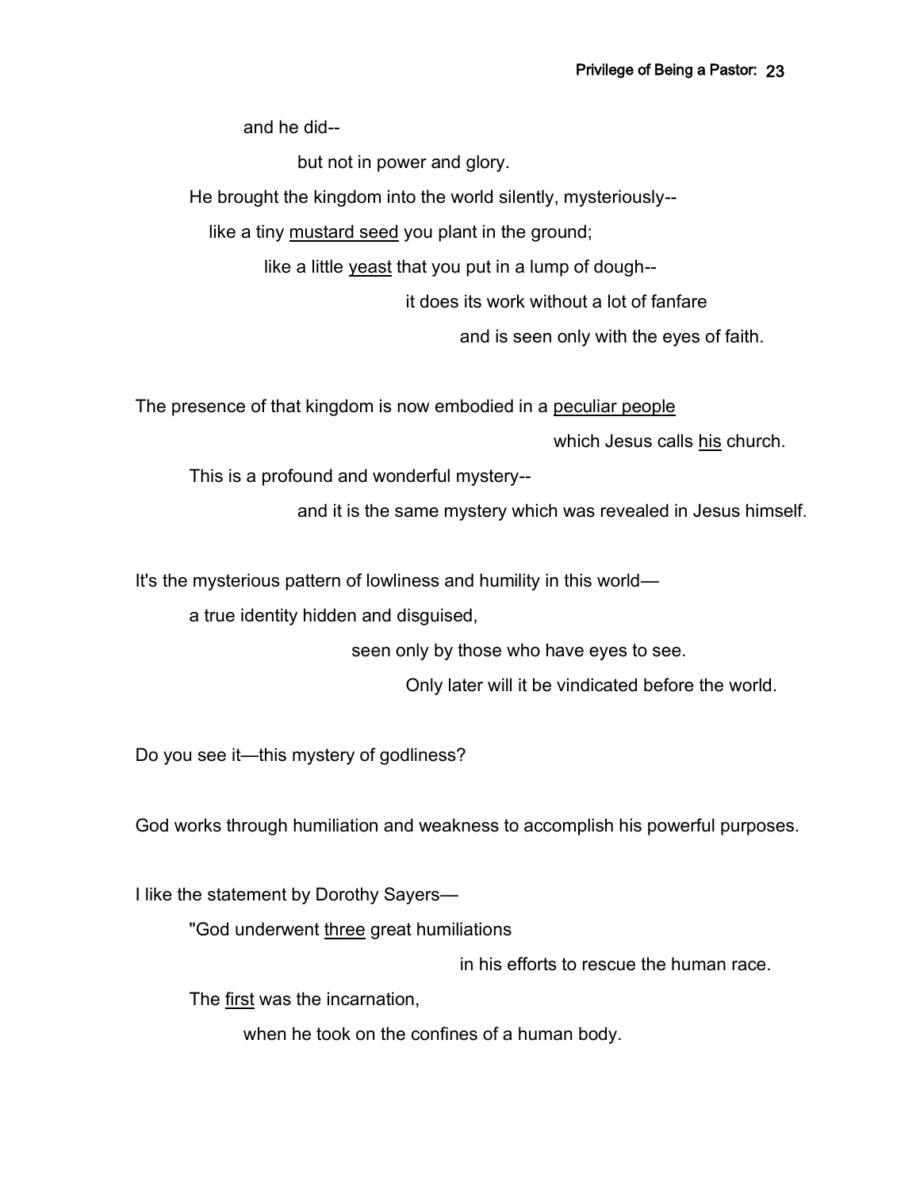and he did--

but not in power and glory.

He brought the kingdom into the world silently, mysteriously--

like a tiny <u>mustard seed</u> you plant in the ground;

like a little <u>yeast</u> that you put in a lump of dough--

it does its work without a lot of fanfare

and is seen only with the eyes of faith.

The presence of that kingdom is now embodied in a <u>peculiar people</u>

which Jesus calls <u>his</u> church.

This is a profound and wonderful mystery--

and it is the same mystery which was revealed in Jesus himself.

It's the mysterious pattern of lowliness and humility in this world—

a true identity hidden and disguised,

seen only by those who have eyes to see.

Only later will it be vindicated before the world.

Do you see it—this mystery of godliness?

God works through humiliation and weakness to accomplish his powerful purposes.

I like the statement by Dorothy Sayers—

"God underwent <u>three</u> great humiliations

in his efforts to rescue the human race.

The <u>first</u> was the incarnation,

when he took on the confines of a human body.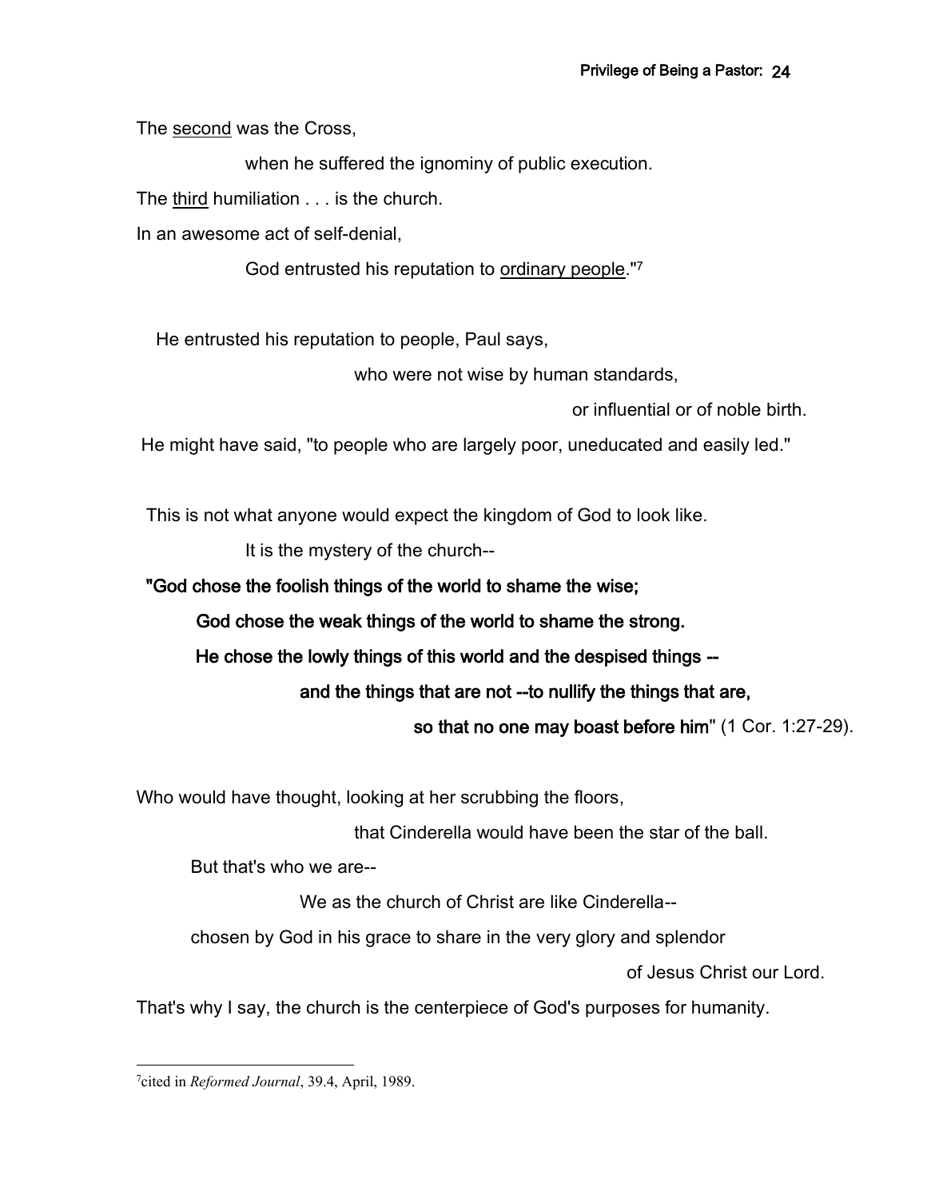The <u>second</u> was the Cross,

when he suffered the ignominy of public execution.

The <u>third</u> humiliation . . . is the church.

In an awesome act of self-denial,

God entrusted his reputation to <u>ordinary people</u>."[7]

He entrusted his reputation to people, Paul says,

who were not wise by human standards,

or influential or of noble birth.

He might have said, "to people who are largely poor, uneducated and easily led."

This is not what anyone would expect the kingdom of God to look like.

It is the mystery of the church--

**"God chose the foolish things of the world to shame the wise;**

**God chose the weak things of the world to shame the strong.**

**He chose the lowly things of this world and the despised things --**

**and the things that are not --to nullify the things that are,**

**so that no one may boast before him**" (1 Cor. 1:27-29).

Who would have thought, looking at her scrubbing the floors,

that Cinderella would have been the star of the ball.

But that's who we are--

We as the church of Christ are like Cinderella--

chosen by God in his grace to share in the very glory and splendor

of Jesus Christ our Lord.

That's why I say, the church is the centerpiece of God's purposes for humanity.

---

[7] cited in *Reformed Journal*, 39.4, April, 1989.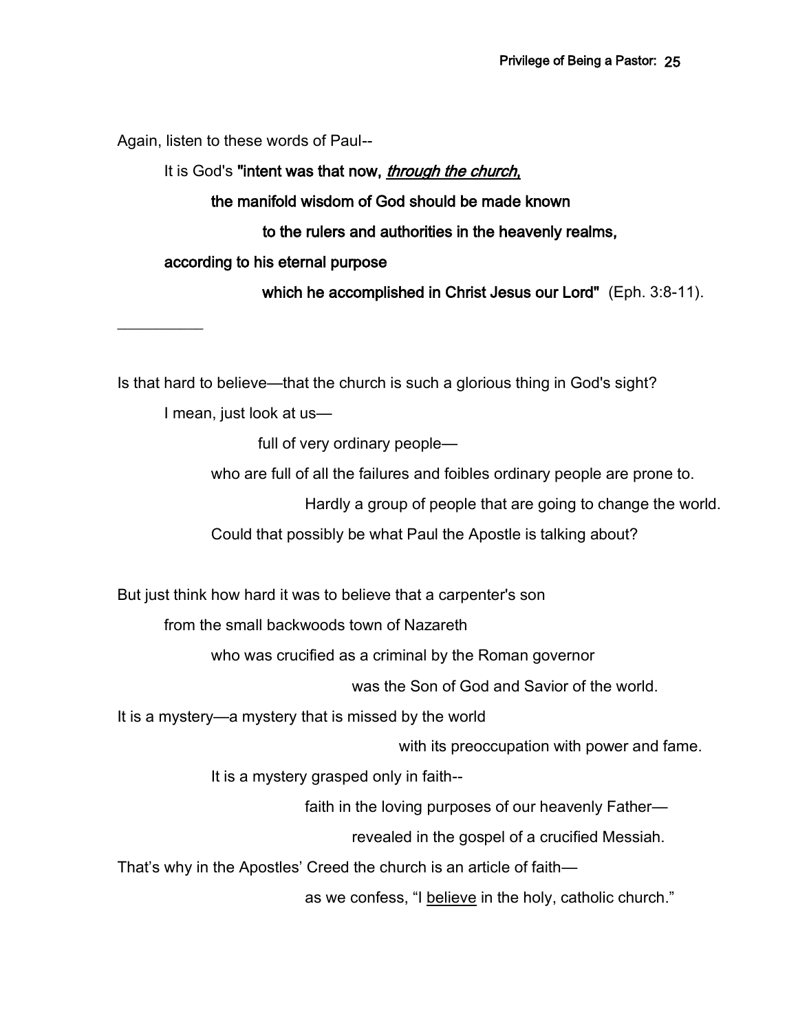Again, listen to these words of Paul--

It is God's **"intent was that now, *through the church*,**

**the manifold wisdom of God should be made known**

**to the rulers and authorities in the heavenly realms,**

**according to his eternal purpose**

**which he accomplished in Christ Jesus our Lord"** (Eph. 3:8-11).

__________

Is that hard to believe—that the church is such a glorious thing in God's sight?

I mean, just look at us—

full of very ordinary people—

who are full of all the failures and foibles ordinary people are prone to.

Hardly a group of people that are going to change the world.

Could that possibly be what Paul the Apostle is talking about?

But just think how hard it was to believe that a carpenter's son

from the small backwoods town of Nazareth

who was crucified as a criminal by the Roman governor

was the Son of God and Savior of the world.

It is a mystery—a mystery that is missed by the world

with its preoccupation with power and fame.

It is a mystery grasped only in faith--

faith in the loving purposes of our heavenly Father—

revealed in the gospel of a crucified Messiah.

That's why in the Apostles' Creed the church is an article of faith—

as we confess, "I <u>believe</u> in the holy, catholic church."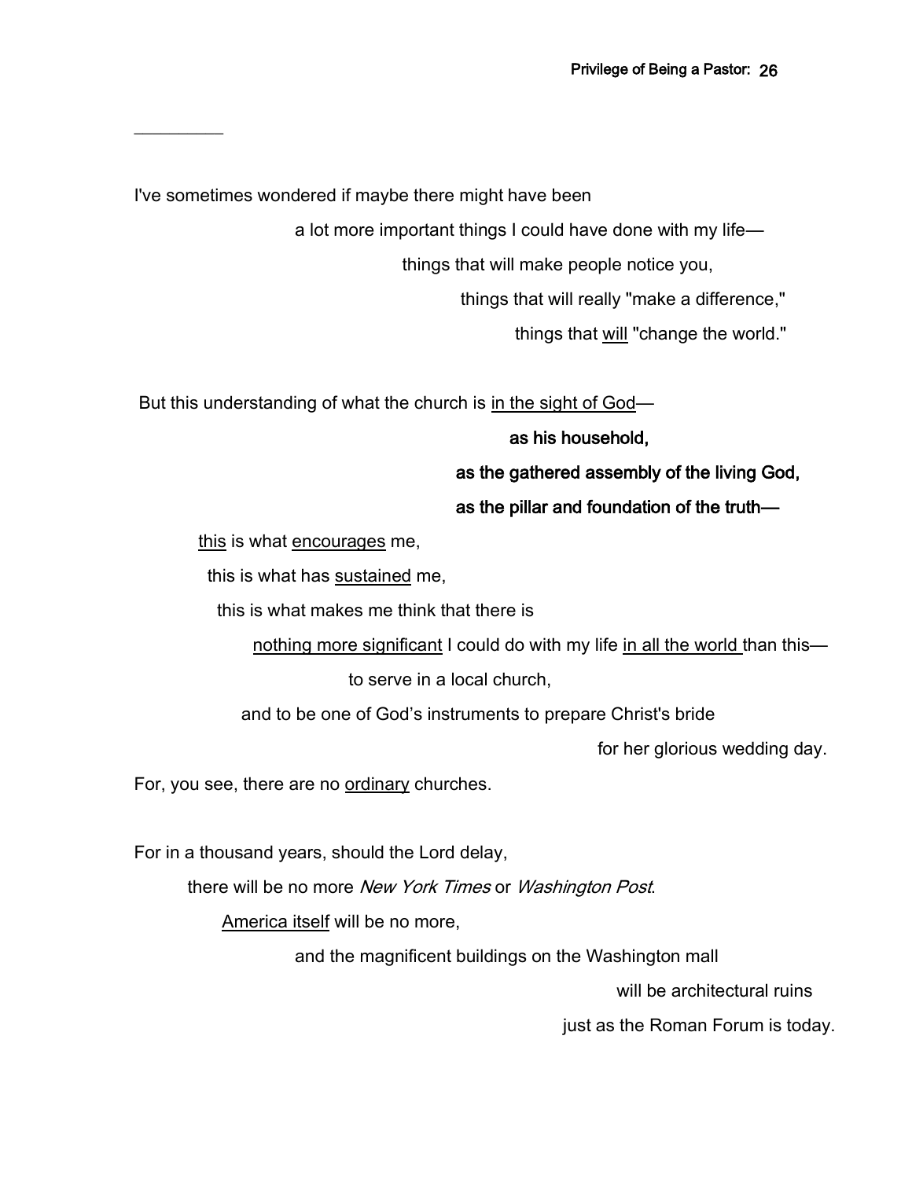---

I've sometimes wondered if maybe there might have been

a lot more important things I could have done with my life—

things that will make people notice you,

things that will really "make a difference,"

things that <u>will</u> "change the world."

But this understanding of what the church is <u>in the sight of God</u>—

**as his household,**

**as the gathered assembly of the living God,**

**as the pillar and foundation of the truth—**

<u>this</u> is what <u>encourages</u> me,

this is what has <u>sustained</u> me,

this is what makes me think that there is

<u>nothing more significant</u> I could do with my life <u>in all the world</u> than this—

to serve in a local church,

and to be one of God's instruments to prepare Christ's bride

for her glorious wedding day.

For, you see, there are no <u>ordinary</u> churches.

For in a thousand years, should the Lord delay,

there will be no more *New York Times* or *Washington Post*.

<u>America itself</u> will be no more,

and the magnificent buildings on the Washington mall

will be architectural ruins

just as the Roman Forum is today.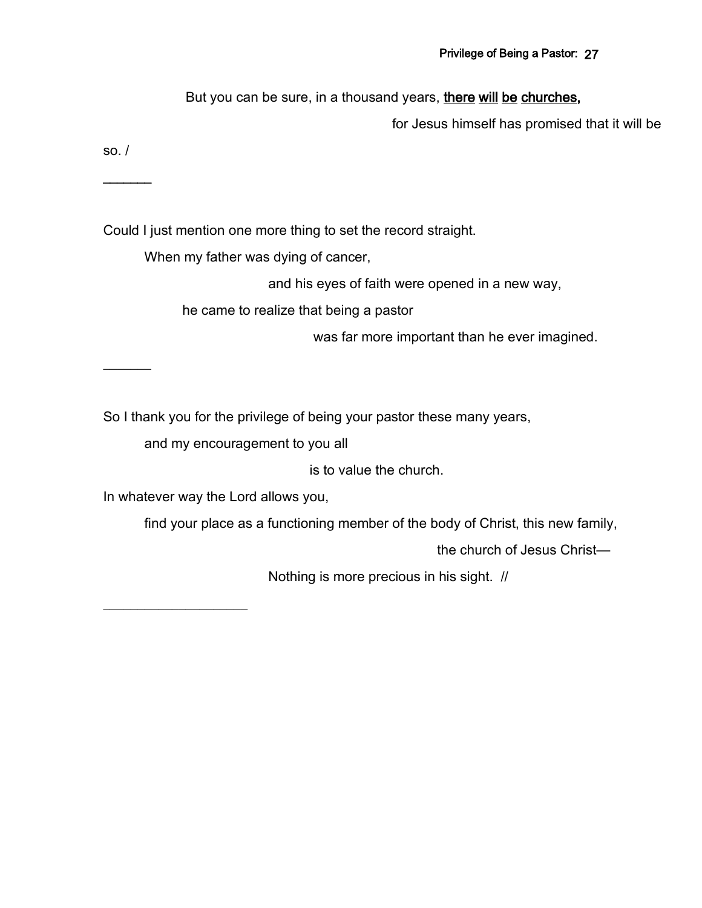But you can be sure, in a thousand years, **there will be churches,**

for Jesus himself has promised that it will be so. /

———

Could I just mention one more thing to set the record straight.

When my father was dying of cancer,

and his eyes of faith were opened in a new way,

he came to realize that being a pastor

was far more important than he ever imagined.

———

So I thank you for the privilege of being your pastor these many years,

and my encouragement to you all

is to value the church.

In whatever way the Lord allows you,

find your place as a functioning member of the body of Christ, this new family,

the church of Jesus Christ—

Nothing is more precious in his sight. //

___________________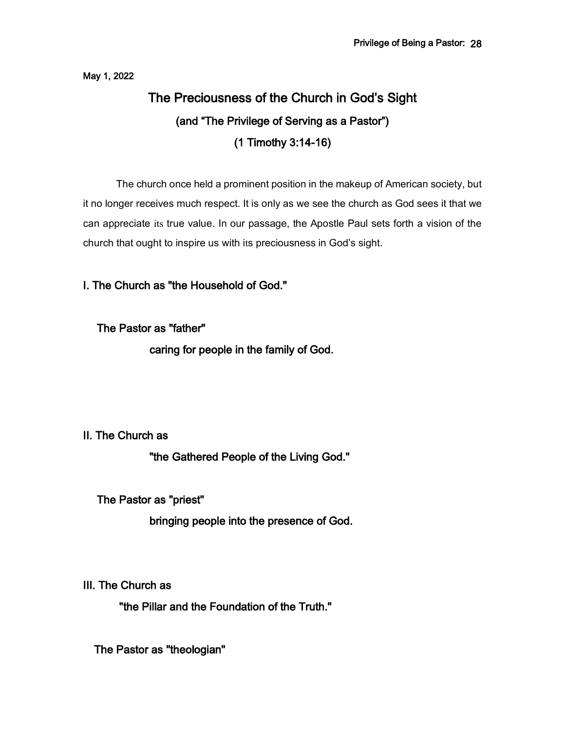May 1, 2022

# The Preciousness of the Church in God's Sight

## (and "The Privilege of Serving as a Pastor")

## (1 Timothy 3:14-16)

The church once held a prominent position in the makeup of American society, but it no longer receives much respect. It is only as we see the church as God sees it that we can appreciate its true value. In our passage, the Apostle Paul sets forth a vision of the church that ought to inspire us with its preciousness in God's sight.

### I. The Church as "the Household of God."

**The Pastor as "father"**

**caring for people in the family of God.**

### II. The Church as "the Gathered People of the Living God."

**The Pastor as "priest"**

**bringing people into the presence of God.**

### III. The Church as "the Pillar and the Foundation of the Truth."

**The Pastor as "theologian"**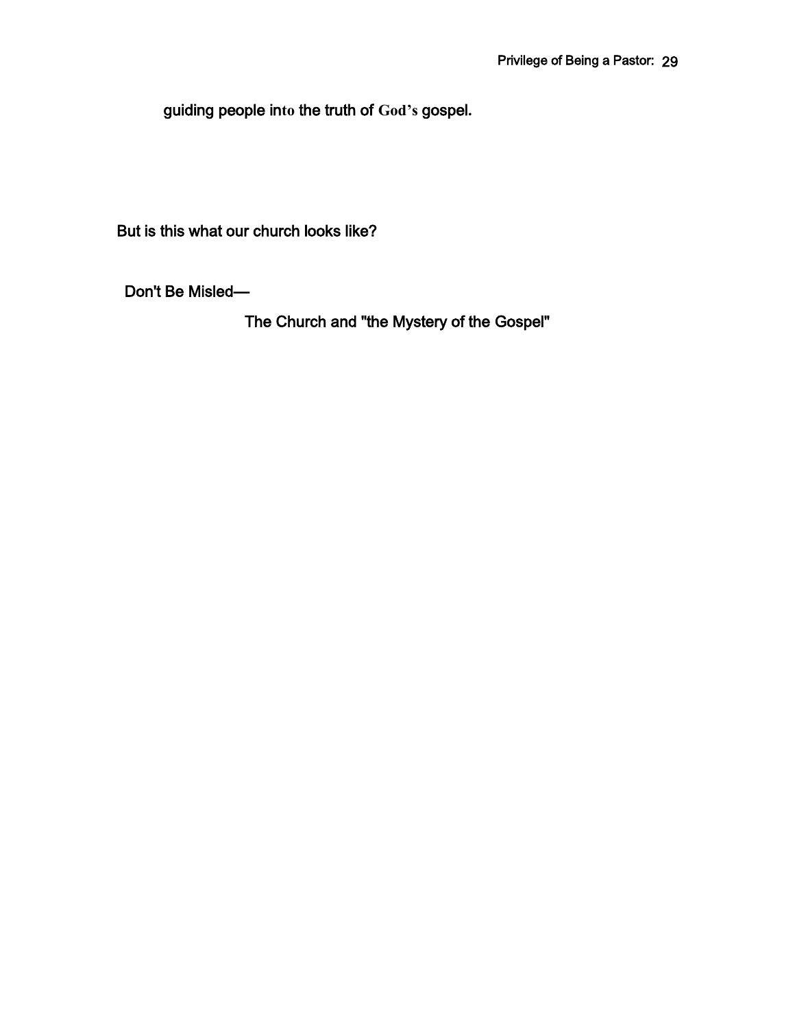guiding people into the truth of God's gospel.

But is this what our church looks like?

## Don't Be Misled—

## The Church and "the Mystery of the Gospel"